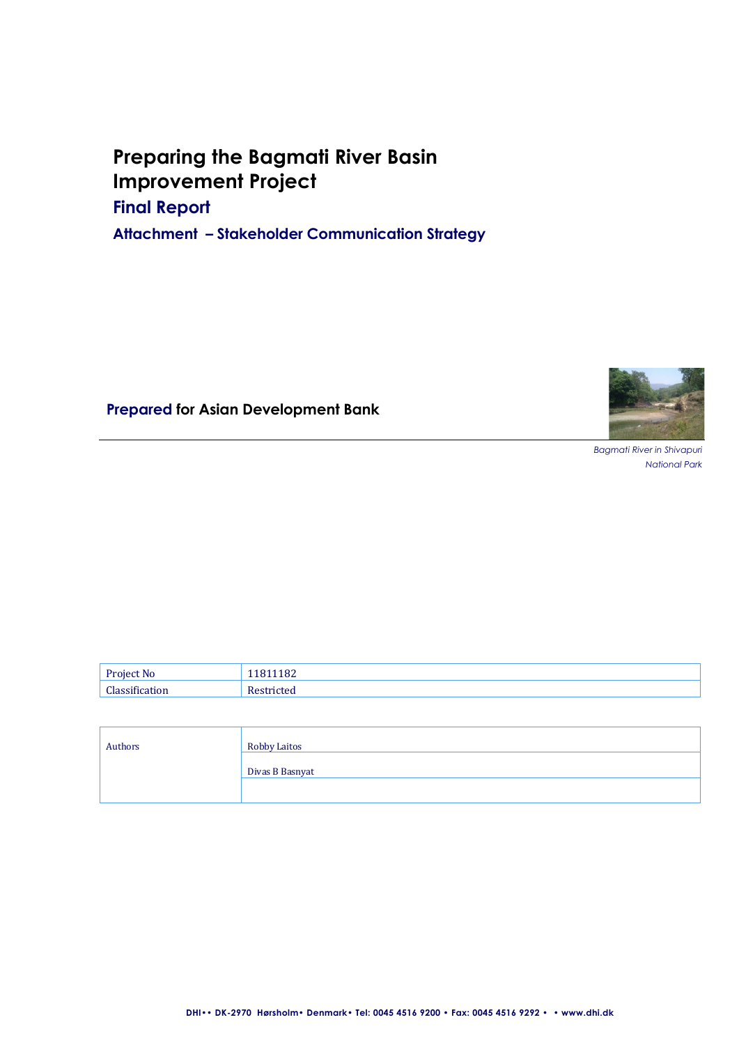# Preparing the Bagmati River Basin Improvement Project

## Final Report

### Attachment – Stakeholder Communication Strategy

**Prepared for Asian Development Bank**

*Bagmati River in Shivapuri National Park*

| Project No | 11811182 |
|---|---|
| Classification | Restricted |

| Authors | Robby Laitos |
|---|---|
| | Divas B Basnyat |
| | |

DHI•• DK-2970 Hørsholm• Denmark• Tel: 0045 4516 9200 • Fax: 0045 4516 9292 • • www.dhi.dk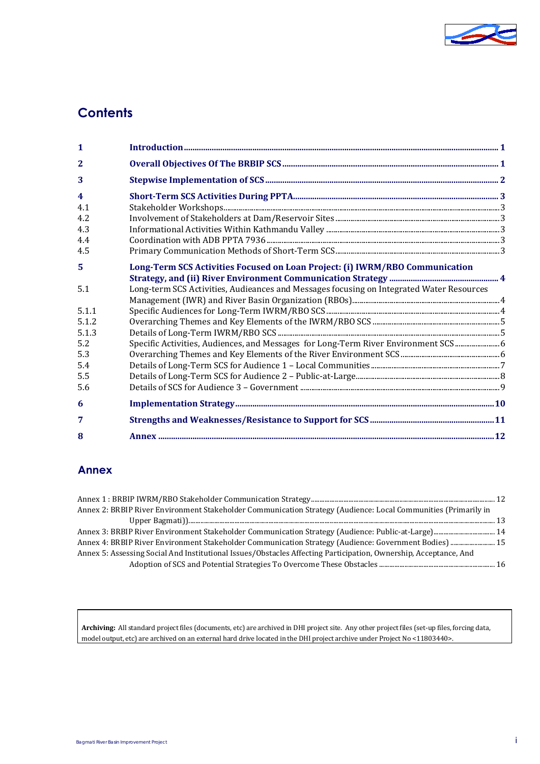## Contents

| | | |
|---|---|---|
| **1** | **Introduction** | **1** |
| **2** | **Overall Objectives Of The BRBIP SCS** | **1** |
| **3** | **Stepwise Implementation of SCS** | **2** |
| **4** | **Short-Term SCS Activities During PPTA** | **3** |
| 4.1 | Stakeholder Workshops | 3 |
| 4.2 | Involvement of Stakeholders at Dam/Reservoir Sites | 3 |
| 4.3 | Informational Activities Within Kathmandu Valley | 3 |
| 4.4 | Coordination with ADB PPTA 7936 | 3 |
| 4.5 | Primary Communication Methods of Short-Term SCS | 3 |
| **5** | **Long-Term SCS Activities Focused on Loan Project: (i) IWRM/RBO Communication Strategy, and (ii) River Environment Communication Strategy** | **4** |
| 5.1 | Long-term SCS Activities, Audieances and Messages focusing on Integrated Water Resources Management (IWR) and River Basin Organization (RBOs) | 4 |
| 5.1.1 | Specific Audiences for Long-Term IWRM/RBO SCS | 4 |
| 5.1.2 | Overarching Themes and Key Elements of the IWRM/RBO SCS | 5 |
| 5.1.3 | Details of Long-Term IWRM/RBO SCS | 5 |
| 5.2 | Specific Activities, Audiences, and Messages for Long-Term River Environment SCS | 6 |
| 5.3 | Overarching Themes and Key Elements of the River Environment SCS | 6 |
| 5.4 | Details of Long-Term SCS for Audience 1 – Local Communities | 7 |
| 5.5 | Details of Long-Term SCS for Audience 2 – Public-at-Large | 8 |
| 5.6 | Details of SCS for Audience 3 – Government | 9 |
| **6** | **Implementation Strategy** | **10** |
| **7** | **Strengths and Weaknesses/Resistance to Support for SCS** | **11** |
| **8** | **Annex** | **12** |

## Annex

Annex 1 : BRBIP IWRM/RBO Stakeholder Communication Strategy ..... 12

Annex 2: BRBIP River Environment Stakeholder Communication Strategy (Audience: Local Communities (Primarily in Upper Bagmati)) ..... 13

Annex 3: BRBIP River Environment Stakeholder Communication Strategy (Audience: Public-at-Large) ..... 14

Annex 4: BRBIP River Environment Stakeholder Communication Strategy (Audience: Government Bodies) ..... 15

Annex 5: Assessing Social And Institutional Issues/Obstacles Affecting Participation, Ownership, Acceptance, And Adoption of SCS and Potential Strategies To Overcome These Obstacles ..... 16

**Archiving:** All standard project files (documents, etc) are archived in DHI project site. Any other project files (set-up files, forcing data, model output, etc) are archived on an external hard drive located in the DHI project archive under Project No <11803440>.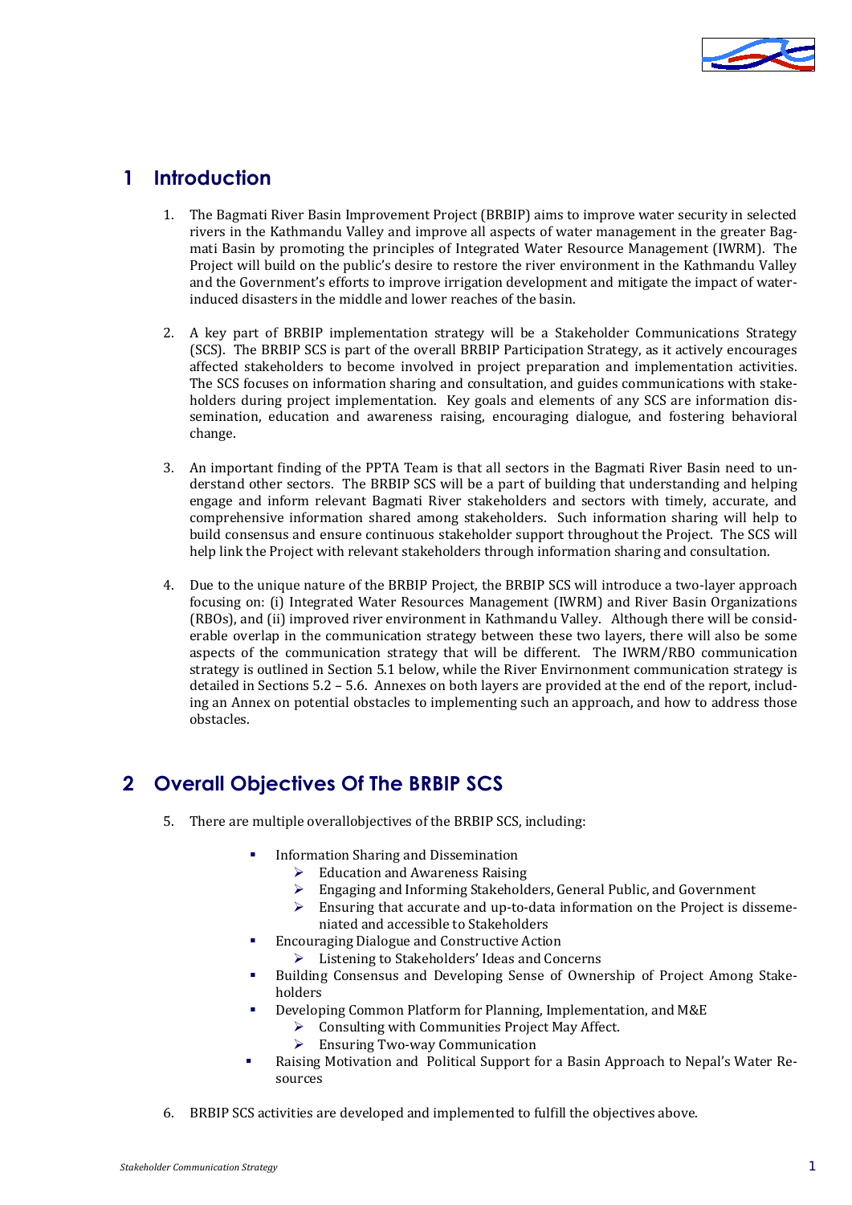# 1 Introduction

1. The Bagmati River Basin Improvement Project (BRBIP) aims to improve water security in selected rivers in the Kathmandu Valley and improve all aspects of water management in the greater Bagmati Basin by promoting the principles of Integrated Water Resource Management (IWRM). The Project will build on the public's desire to restore the river environment in the Kathmandu Valley and the Government's efforts to improve irrigation development and mitigate the impact of water-induced disasters in the middle and lower reaches of the basin.

2. A key part of BRBIP implementation strategy will be a Stakeholder Communications Strategy (SCS). The BRBIP SCS is part of the overall BRBIP Participation Strategy, as it actively encourages affected stakeholders to become involved in project preparation and implementation activities. The SCS focuses on information sharing and consultation, and guides communications with stakeholders during project implementation. Key goals and elements of any SCS are information dissemination, education and awareness raising, encouraging dialogue, and fostering behavioral change.

3. An important finding of the PPTA Team is that all sectors in the Bagmati River Basin need to understand other sectors. The BRBIP SCS will be a part of building that understanding and helping engage and inform relevant Bagmati River stakeholders and sectors with timely, accurate, and comprehensive information shared among stakeholders. Such information sharing will help to build consensus and ensure continuous stakeholder support throughout the Project. The SCS will help link the Project with relevant stakeholders through information sharing and consultation.

4. Due to the unique nature of the BRBIP Project, the BRBIP SCS will introduce a two-layer approach focusing on: (i) Integrated Water Resources Management (IWRM) and River Basin Organizations (RBOs), and (ii) improved river environment in Kathmandu Valley. Although there will be considerable overlap in the communication strategy between these two layers, there will also be some aspects of the communication strategy that will be different. The IWRM/RBO communication strategy is outlined in Section 5.1 below, while the River Envirnonment communication strategy is detailed in Sections 5.2 – 5.6. Annexes on both layers are provided at the end of the report, including an Annex on potential obstacles to implementing such an approach, and how to address those obstacles.

# 2 Overall Objectives Of The BRBIP SCS

5. There are multiple overallobjectives of the BRBIP SCS, including:

   - Information Sharing and Dissemination
     - Education and Awareness Raising
     - Engaging and Informing Stakeholders, General Public, and Government
     - Ensuring that accurate and up-to-data information on the Project is disseminiated and accessible to Stakeholders
   - Encouraging Dialogue and Constructive Action
     - Listening to Stakeholders' Ideas and Concerns
   - Building Consensus and Developing Sense of Ownership of Project Among Stakeholders
   - Developing Common Platform for Planning, Implementation, and M&E
     - Consulting with Communities Project May Affect.
     - Ensuring Two-way Communication
   - Raising Motivation and Political Support for a Basin Approach to Nepal's Water Resources

6. BRBIP SCS activities are developed and implemented to fulfill the objectives above.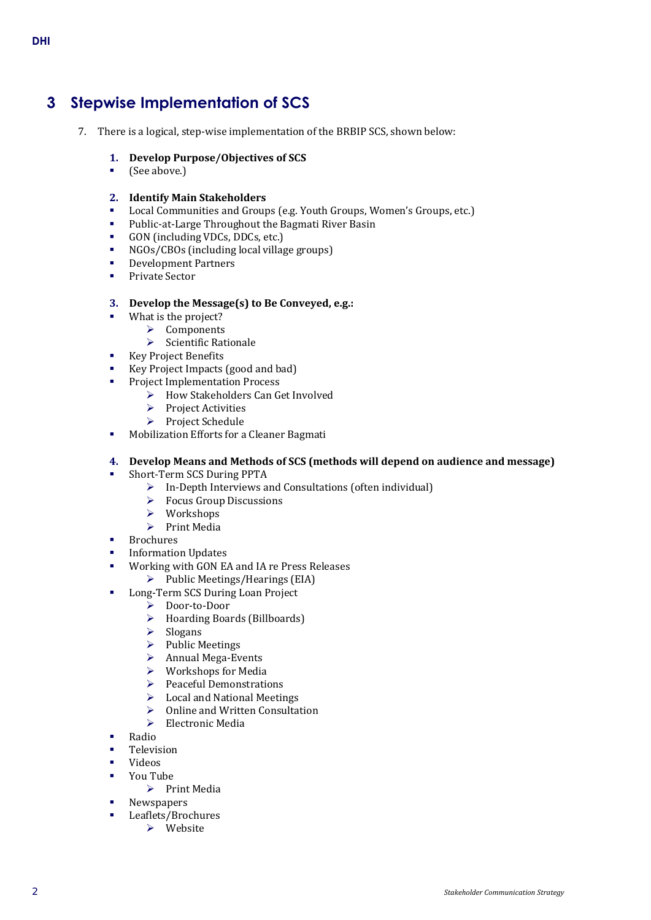# 3 Stepwise Implementation of SCS

7. There is a logical, step-wise implementation of the BRBIP SCS, shown below:

**1. Develop Purpose/Objectives of SCS**

- (See above.)

**2. Identify Main Stakeholders**

- Local Communities and Groups (e.g. Youth Groups, Women's Groups, etc.)
- Public-at-Large Throughout the Bagmati River Basin
- GON (including VDCs, DDCs, etc.)
- NGOs/CBOs (including local village groups)
- Development Partners
- Private Sector

**3. Develop the Message(s) to Be Conveyed, e.g.:**

- What is the project?
  - Components
  - Scientific Rationale
- Key Project Benefits
- Key Project Impacts (good and bad)
- Project Implementation Process
  - How Stakeholders Can Get Involved
  - Project Activities
  - Project Schedule
- Mobilization Efforts for a Cleaner Bagmati

**4. Develop Means and Methods of SCS (methods will depend on audience and message)**

- Short-Term SCS During PPTA
  - In-Depth Interviews and Consultations (often individual)
  - Focus Group Discussions
  - Workshops
  - Print Media
- Brochures
- Information Updates
- Working with GON EA and IA re Press Releases
  - Public Meetings/Hearings (EIA)
- Long-Term SCS During Loan Project
  - Door-to-Door
  - Hoarding Boards (Billboards)
  - Slogans
  - Public Meetings
  - Annual Mega-Events
  - Workshops for Media
  - Peaceful Demonstrations
  - Local and National Meetings
  - Online and Written Consultation
  - Electronic Media
- Radio
- Television
- Videos
- You Tube
  - Print Media
- Newspapers
- Leaflets/Brochures
  - Website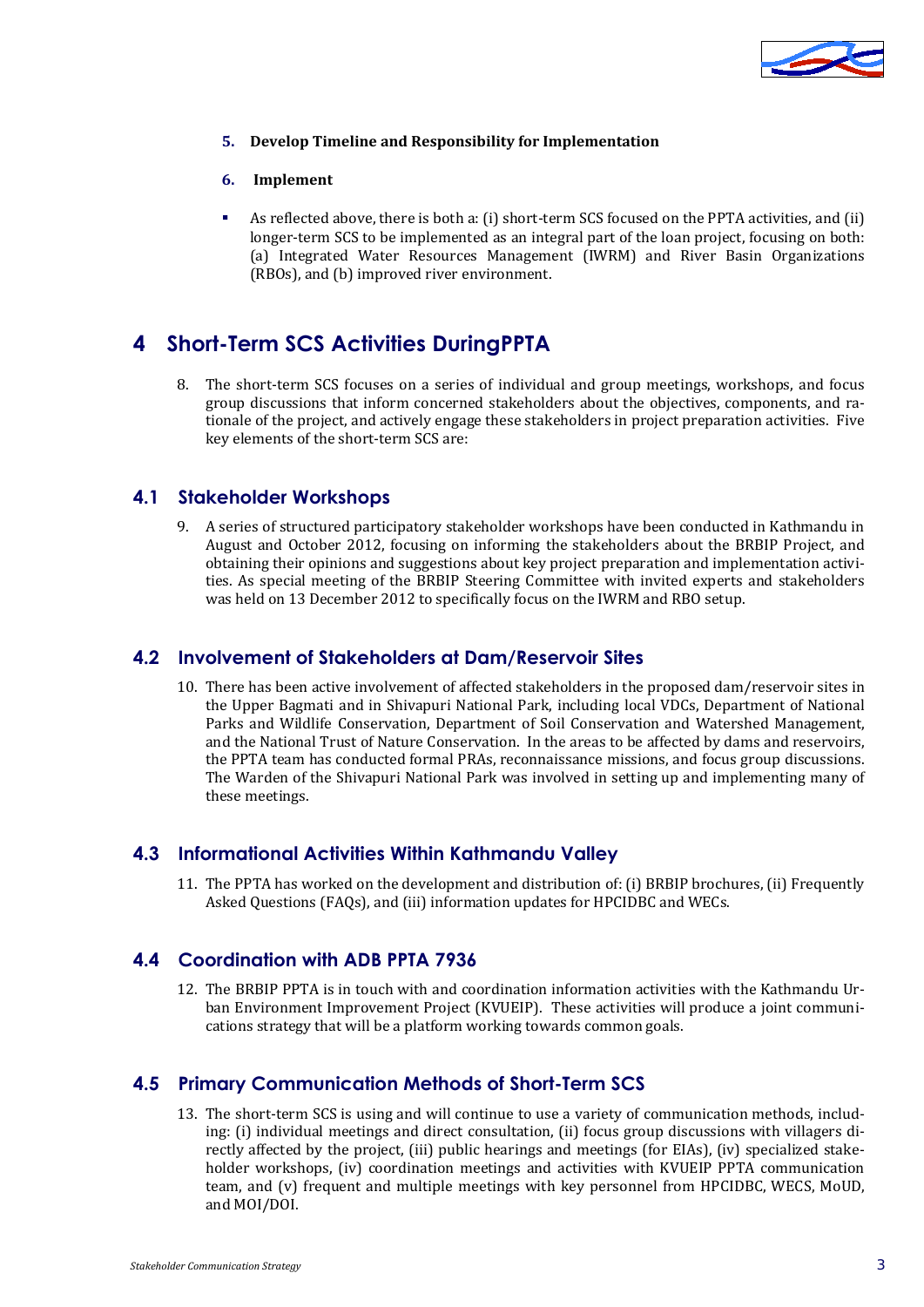**5. Develop Timeline and Responsibility for Implementation**

**6. Implement**

- As reflected above, there is both a: (i) short-term SCS focused on the PPTA activities, and (ii) longer-term SCS to be implemented as an integral part of the loan project, focusing on both: (a) Integrated Water Resources Management (IWRM) and River Basin Organizations (RBOs), and (b) improved river environment.

# 4 Short-Term SCS Activities DuringPPTA

8. The short-term SCS focuses on a series of individual and group meetings, workshops, and focus group discussions that inform concerned stakeholders about the objectives, components, and rationale of the project, and actively engage these stakeholders in project preparation activities. Five key elements of the short-term SCS are:

## 4.1 Stakeholder Workshops

9. A series of structured participatory stakeholder workshops have been conducted in Kathmandu in August and October 2012, focusing on informing the stakeholders about the BRBIP Project, and obtaining their opinions and suggestions about key project preparation and implementation activities. As special meeting of the BRBIP Steering Committee with invited experts and stakeholders was held on 13 December 2012 to specifically focus on the IWRM and RBO setup.

## 4.2 Involvement of Stakeholders at Dam/Reservoir Sites

10. There has been active involvement of affected stakeholders in the proposed dam/reservoir sites in the Upper Bagmati and in Shivapuri National Park, including local VDCs, Department of National Parks and Wildlife Conservation, Department of Soil Conservation and Watershed Management, and the National Trust of Nature Conservation. In the areas to be affected by dams and reservoirs, the PPTA team has conducted formal PRAs, reconnaissance missions, and focus group discussions. The Warden of the Shivapuri National Park was involved in setting up and implementing many of these meetings.

## 4.3 Informational Activities Within Kathmandu Valley

11. The PPTA has worked on the development and distribution of: (i) BRBIP brochures, (ii) Frequently Asked Questions (FAQs), and (iii) information updates for HPCIDBC and WECs.

## 4.4 Coordination with ADB PPTA 7936

12. The BRBIP PPTA is in touch with and coordination information activities with the Kathmandu Urban Environment Improvement Project (KVUEIP). These activities will produce a joint communications strategy that will be a platform working towards common goals.

## 4.5 Primary Communication Methods of Short-Term SCS

13. The short-term SCS is using and will continue to use a variety of communication methods, including: (i) individual meetings and direct consultation, (ii) focus group discussions with villagers directly affected by the project, (iii) public hearings and meetings (for EIAs), (iv) specialized stakeholder workshops, (iv) coordination meetings and activities with KVUEIP PPTA communication team, and (v) frequent and multiple meetings with key personnel from HPCIDBC, WECS, MoUD, and MOI/DOI.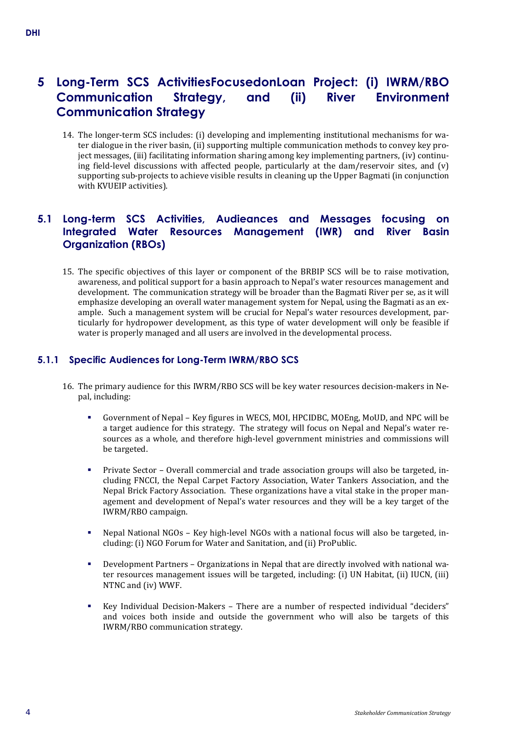# 5 Long-Term SCS ActivitiesFocusedonLoan Project: (i) IWRM/RBO Communication Strategy, and (ii) River Environment Communication Strategy

14. The longer-term SCS includes: (i) developing and implementing institutional mechanisms for water dialogue in the river basin, (ii) supporting multiple communication methods to convey key project messages, (iii) facilitating information sharing among key implementing partners, (iv) continuing field-level discussions with affected people, particularly at the dam/reservoir sites, and (v) supporting sub-projects to achieve visible results in cleaning up the Upper Bagmati (in conjunction with KVUEIP activities).

## 5.1 Long-term SCS Activities, Audieances and Messages focusing on Integrated Water Resources Management (IWR) and River Basin Organization (RBOs)

15. The specific objectives of this layer or component of the BRBIP SCS will be to raise motivation, awareness, and political support for a basin approach to Nepal's water resources management and development. The communication strategy will be broader than the Bagmati River per se, as it will emphasize developing an overall water management system for Nepal, using the Bagmati as an example. Such a management system will be crucial for Nepal's water resources development, particularly for hydropower development, as this type of water development will only be feasible if water is properly managed and all users are involved in the developmental process.

### 5.1.1 Specific Audiences for Long-Term IWRM/RBO SCS

16. The primary audience for this IWRM/RBO SCS will be key water resources decision-makers in Nepal, including:

- Government of Nepal – Key figures in WECS, MOI, HPCIDBC, MOEng, MoUD, and NPC will be a target audience for this strategy. The strategy will focus on Nepal and Nepal's water resources as a whole, and therefore high-level government ministries and commissions will be targeted.

- Private Sector – Overall commercial and trade association groups will also be targeted, including FNCCI, the Nepal Carpet Factory Association, Water Tankers Association, and the Nepal Brick Factory Association. These organizations have a vital stake in the proper management and development of Nepal's water resources and they will be a key target of the IWRM/RBO campaign.

- Nepal National NGOs – Key high-level NGOs with a national focus will also be targeted, including: (i) NGO Forum for Water and Sanitation, and (ii) ProPublic.

- Development Partners – Organizations in Nepal that are directly involved with national water resources management issues will be targeted, including: (i) UN Habitat, (ii) IUCN, (iii) NTNC and (iv) WWF.

- Key Individual Decision-Makers – There are a number of respected individual "deciders" and voices both inside and outside the government who will also be targets of this IWRM/RBO communication strategy.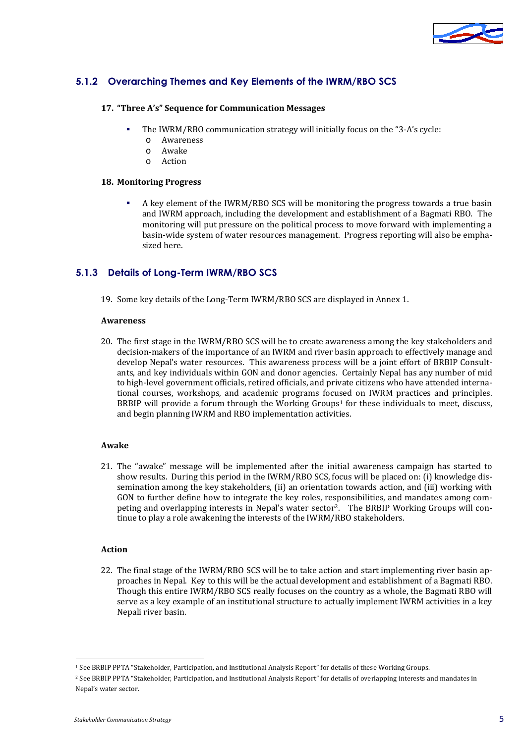### 5.1.2 Overarching Themes and Key Elements of the IWRM/RBO SCS

#### 17. "Three A's" Sequence for Communication Messages

- The IWRM/RBO communication strategy will initially focus on the "3-A's cycle:
  - Awareness
  - Awake
  - Action

#### 18. Monitoring Progress

- A key element of the IWRM/RBO SCS will be monitoring the progress towards a true basin and IWRM approach, including the development and establishment of a Bagmati RBO. The monitoring will put pressure on the political process to move forward with implementing a basin-wide system of water resources management. Progress reporting will also be emphasized here.

### 5.1.3 Details of Long-Term IWRM/RBO SCS

19. Some key details of the Long-Term IWRM/RBO SCS are displayed in Annex 1.

**Awareness**

20. The first stage in the IWRM/RBO SCS will be to create awareness among the key stakeholders and decision-makers of the importance of an IWRM and river basin approach to effectively manage and develop Nepal's water resources. This awareness process will be a joint effort of BRBIP Consultants, and key individuals within GON and donor agencies. Certainly Nepal has any number of mid to high-level government officials, retired officials, and private citizens who have attended international courses, workshops, and academic programs focused on IWRM practices and principles. BRBIP will provide a forum through the Working Groups[1] for these individuals to meet, discuss, and begin planning IWRM and RBO implementation activities.

**Awake**

21. The "awake" message will be implemented after the initial awareness campaign has started to show results. During this period in the IWRM/RBO SCS, focus will be placed on: (i) knowledge dissemination among the key stakeholders, (ii) an orientation towards action, and (iii) working with GON to further define how to integrate the key roles, responsibilities, and mandates among competing and overlapping interests in Nepal's water sector[2]. The BRBIP Working Groups will continue to play a role awakening the interests of the IWRM/RBO stakeholders.

**Action**

22. The final stage of the IWRM/RBO SCS will be to take action and start implementing river basin approaches in Nepal. Key to this will be the actual development and establishment of a Bagmati RBO. Though this entire IWRM/RBO SCS really focuses on the country as a whole, the Bagmati RBO will serve as a key example of an institutional structure to actually implement IWRM activities in a key Nepali river basin.

---

[1] See BRBIP PPTA "Stakeholder, Participation, and Institutional Analysis Report" for details of these Working Groups.

[2] See BRBIP PPTA "Stakeholder, Participation, and Institutional Analysis Report" for details of overlapping interests and mandates in Nepal's water sector.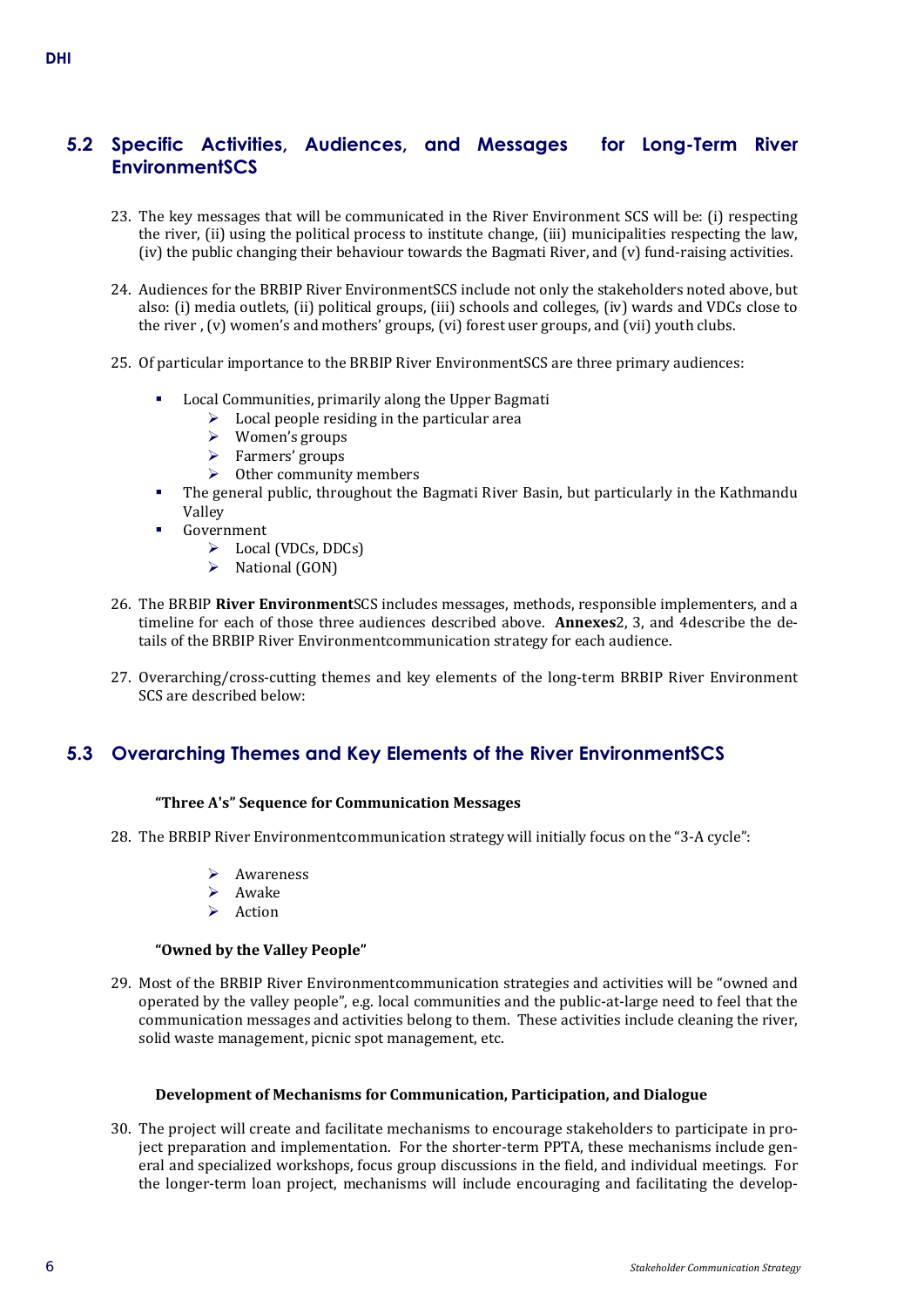## 5.2 Specific Activities, Audiences, and Messages for Long-Term River EnvironmentSCS

23. The key messages that will be communicated in the River Environment SCS will be: (i) respecting the river, (ii) using the political process to institute change, (iii) municipalities respecting the law, (iv) the public changing their behaviour towards the Bagmati River, and (v) fund-raising activities.

24. Audiences for the BRBIP River EnvironmentSCS include not only the stakeholders noted above, but also: (i) media outlets, (ii) political groups, (iii) schools and colleges, (iv) wards and VDCs close to the river , (v) women's and mothers' groups, (vi) forest user groups, and (vii) youth clubs.

25. Of particular importance to the BRBIP River EnvironmentSCS are three primary audiences:

- Local Communities, primarily along the Upper Bagmati
  - Local people residing in the particular area
  - Women's groups
  - Farmers' groups
  - Other community members
- The general public, throughout the Bagmati River Basin, but particularly in the Kathmandu Valley
- Government
  - Local (VDCs, DDCs)
  - National (GON)

26. The BRBIP **River Environment**SCS includes messages, methods, responsible implementers, and a timeline for each of those three audiences described above. **Annexes**2, 3, and 4describe the details of the BRBIP River Environmentcommunication strategy for each audience.

27. Overarching/cross-cutting themes and key elements of the long-term BRBIP River Environment SCS are described below:

## 5.3 Overarching Themes and Key Elements of the River EnvironmentSCS

**"Three A's" Sequence for Communication Messages**

28. The BRBIP River Environmentcommunication strategy will initially focus on the "3-A cycle":

- Awareness
- Awake
- Action

**"Owned by the Valley People"**

29. Most of the BRBIP River Environmentcommunication strategies and activities will be "owned and operated by the valley people", e.g. local communities and the public-at-large need to feel that the communication messages and activities belong to them. These activities include cleaning the river, solid waste management, picnic spot management, etc.

**Development of Mechanisms for Communication, Participation, and Dialogue**

30. The project will create and facilitate mechanisms to encourage stakeholders to participate in project preparation and implementation. For the shorter-term PPTA, these mechanisms include general and specialized workshops, focus group discussions in the field, and individual meetings. For the longer-term loan project, mechanisms will include encouraging and facilitating the develop-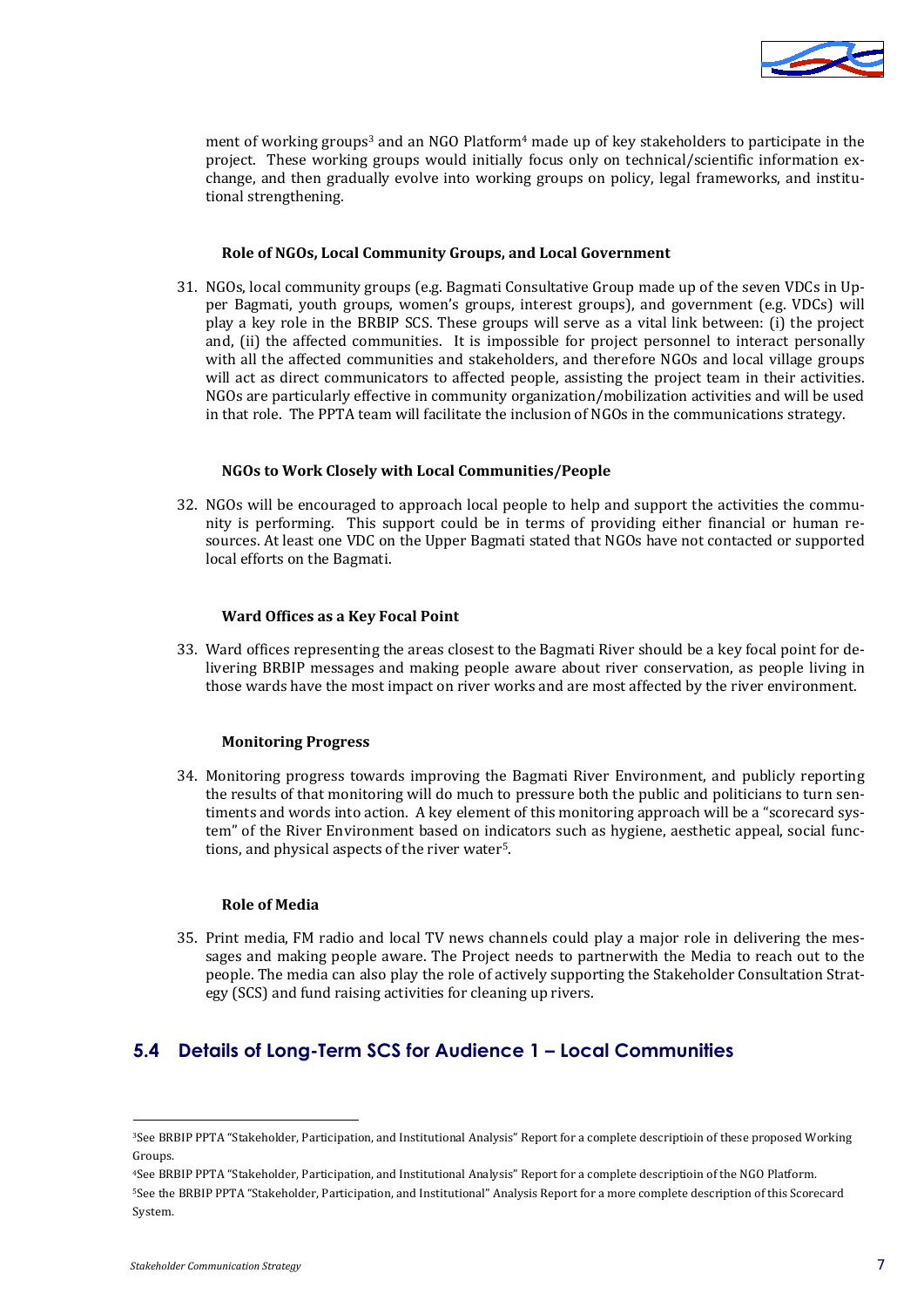ment of working groups[3] and an NGO Platform[4] made up of key stakeholders to participate in the project. These working groups would initially focus only on technical/scientific information exchange, and then gradually evolve into working groups on policy, legal frameworks, and institutional strengthening.

**Role of NGOs, Local Community Groups, and Local Government**

31. NGOs, local community groups (e.g. Bagmati Consultative Group made up of the seven VDCs in Upper Bagmati, youth groups, women's groups, interest groups), and government (e.g. VDCs) will play a key role in the BRBIP SCS. These groups will serve as a vital link between: (i) the project and, (ii) the affected communities. It is impossible for project personnel to interact personally with all the affected communities and stakeholders, and therefore NGOs and local village groups will act as direct communicators to affected people, assisting the project team in their activities. NGOs are particularly effective in community organization/mobilization activities and will be used in that role. The PPTA team will facilitate the inclusion of NGOs in the communications strategy.

**NGOs to Work Closely with Local Communities/People**

32. NGOs will be encouraged to approach local people to help and support the activities the community is performing. This support could be in terms of providing either financial or human resources. At least one VDC on the Upper Bagmati stated that NGOs have not contacted or supported local efforts on the Bagmati.

**Ward Offices as a Key Focal Point**

33. Ward offices representing the areas closest to the Bagmati River should be a key focal point for delivering BRBIP messages and making people aware about river conservation, as people living in those wards have the most impact on river works and are most affected by the river environment.

**Monitoring Progress**

34. Monitoring progress towards improving the Bagmati River Environment, and publicly reporting the results of that monitoring will do much to pressure both the public and politicians to turn sentiments and words into action. A key element of this monitoring approach will be a "scorecard system" of the River Environment based on indicators such as hygiene, aesthetic appeal, social functions, and physical aspects of the river water[5].

**Role of Media**

35. Print media, FM radio and local TV news channels could play a major role in delivering the messages and making people aware. The Project needs to partnerwith the Media to reach out to the people. The media can also play the role of actively supporting the Stakeholder Consultation Strategy (SCS) and fund raising activities for cleaning up rivers.

## 5.4 Details of Long-Term SCS for Audience 1 – Local Communities

---

[3]See BRBIP PPTA "Stakeholder, Participation, and Institutional Analysis" Report for a complete descriptioin of these proposed Working Groups.

[4]See BRBIP PPTA "Stakeholder, Participation, and Institutional Analysis" Report for a complete descriptioin of the NGO Platform.

[5]See the BRBIP PPTA "Stakeholder, Participation, and Institutional" Analysis Report for a more complete description of this Scorecard System.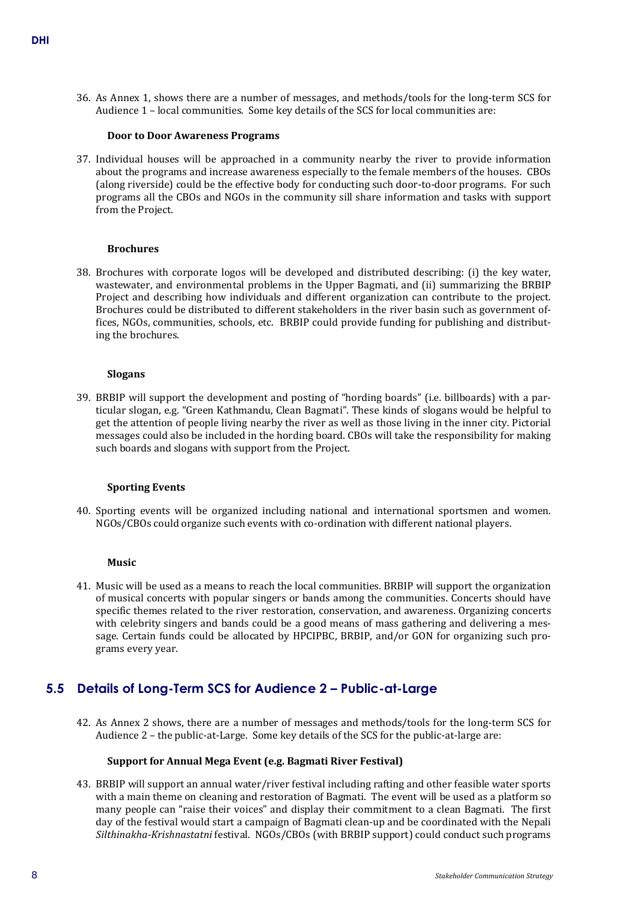36. As Annex 1, shows there are a number of messages, and methods/tools for the long-term SCS for Audience 1 – local communities. Some key details of the SCS for local communities are:

**Door to Door Awareness Programs**

37. Individual houses will be approached in a community nearby the river to provide information about the programs and increase awareness especially to the female members of the houses. CBOs (along riverside) could be the effective body for conducting such door-to-door programs. For such programs all the CBOs and NGOs in the community sill share information and tasks with support from the Project.

**Brochures**

38. Brochures with corporate logos will be developed and distributed describing: (i) the key water, wastewater, and environmental problems in the Upper Bagmati, and (ii) summarizing the BRBIP Project and describing how individuals and different organization can contribute to the project. Brochures could be distributed to different stakeholders in the river basin such as government offices, NGOs, communities, schools, etc. BRBIP could provide funding for publishing and distributing the brochures.

**Slogans**

39. BRBIP will support the development and posting of "hording boards" (i.e. billboards) with a particular slogan, e.g. "Green Kathmandu, Clean Bagmati". These kinds of slogans would be helpful to get the attention of people living nearby the river as well as those living in the inner city. Pictorial messages could also be included in the hording board. CBOs will take the responsibility for making such boards and slogans with support from the Project.

**Sporting Events**

40. Sporting events will be organized including national and international sportsmen and women. NGOs/CBOs could organize such events with co-ordination with different national players.

**Music**

41. Music will be used as a means to reach the local communities. BRBIP will support the organization of musical concerts with popular singers or bands among the communities. Concerts should have specific themes related to the river restoration, conservation, and awareness. Organizing concerts with celebrity singers and bands could be a good means of mass gathering and delivering a message. Certain funds could be allocated by HPCIPBC, BRBIP, and/or GON for organizing such programs every year.

## 5.5 Details of Long-Term SCS for Audience 2 – Public-at-Large

42. As Annex 2 shows, there are a number of messages and methods/tools for the long-term SCS for Audience 2 – the public-at-Large. Some key details of the SCS for the public-at-large are:

**Support for Annual Mega Event (e.g. Bagmati River Festival)**

43. BRBIP will support an annual water/river festival including rafting and other feasible water sports with a main theme on cleaning and restoration of Bagmati. The event will be used as a platform so many people can "raise their voices" and display their commitment to a clean Bagmati. The first day of the festival would start a campaign of Bagmati clean-up and be coordinated with the Nepali *Silthinakha-Krishnastatni* festival. NGOs/CBOs (with BRBIP support) could conduct such programs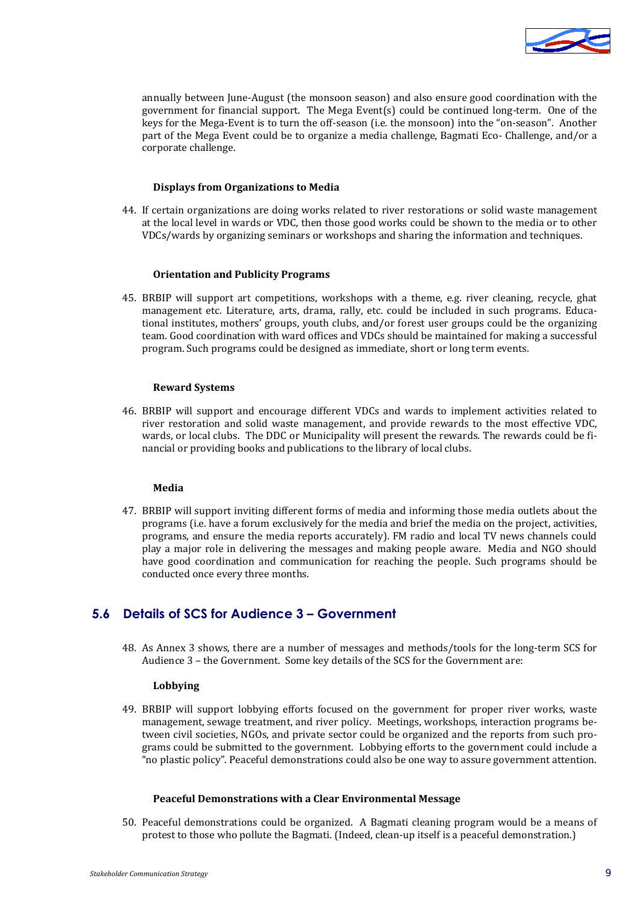annually between June-August (the monsoon season) and also ensure good coordination with the government for financial support. The Mega Event(s) could be continued long-term. One of the keys for the Mega-Event is to turn the off-season (i.e. the monsoon) into the "on-season". Another part of the Mega Event could be to organize a media challenge, Bagmati Eco- Challenge, and/or a corporate challenge.

**Displays from Organizations to Media**

44. If certain organizations are doing works related to river restorations or solid waste management at the local level in wards or VDC, then those good works could be shown to the media or to other VDCs/wards by organizing seminars or workshops and sharing the information and techniques.

**Orientation and Publicity Programs**

45. BRBIP will support art competitions, workshops with a theme, e.g. river cleaning, recycle, ghat management etc. Literature, arts, drama, rally, etc. could be included in such programs. Educational institutes, mothers' groups, youth clubs, and/or forest user groups could be the organizing team. Good coordination with ward offices and VDCs should be maintained for making a successful program. Such programs could be designed as immediate, short or long term events.

**Reward Systems**

46. BRBIP will support and encourage different VDCs and wards to implement activities related to river restoration and solid waste management, and provide rewards to the most effective VDC, wards, or local clubs. The DDC or Municipality will present the rewards. The rewards could be financial or providing books and publications to the library of local clubs.

**Media**

47. BRBIP will support inviting different forms of media and informing those media outlets about the programs (i.e. have a forum exclusively for the media and brief the media on the project, activities, programs, and ensure the media reports accurately). FM radio and local TV news channels could play a major role in delivering the messages and making people aware. Media and NGO should have good coordination and communication for reaching the people. Such programs should be conducted once every three months.

## 5.6 Details of SCS for Audience 3 – Government

48. As Annex 3 shows, there are a number of messages and methods/tools for the long-term SCS for Audience 3 – the Government. Some key details of the SCS for the Government are:

**Lobbying**

49. BRBIP will support lobbying efforts focused on the government for proper river works, waste management, sewage treatment, and river policy. Meetings, workshops, interaction programs between civil societies, NGOs, and private sector could be organized and the reports from such programs could be submitted to the government. Lobbying efforts to the government could include a "no plastic policy". Peaceful demonstrations could also be one way to assure government attention.

**Peaceful Demonstrations with a Clear Environmental Message**

50. Peaceful demonstrations could be organized. A Bagmati cleaning program would be a means of protest to those who pollute the Bagmati. (Indeed, clean-up itself is a peaceful demonstration.)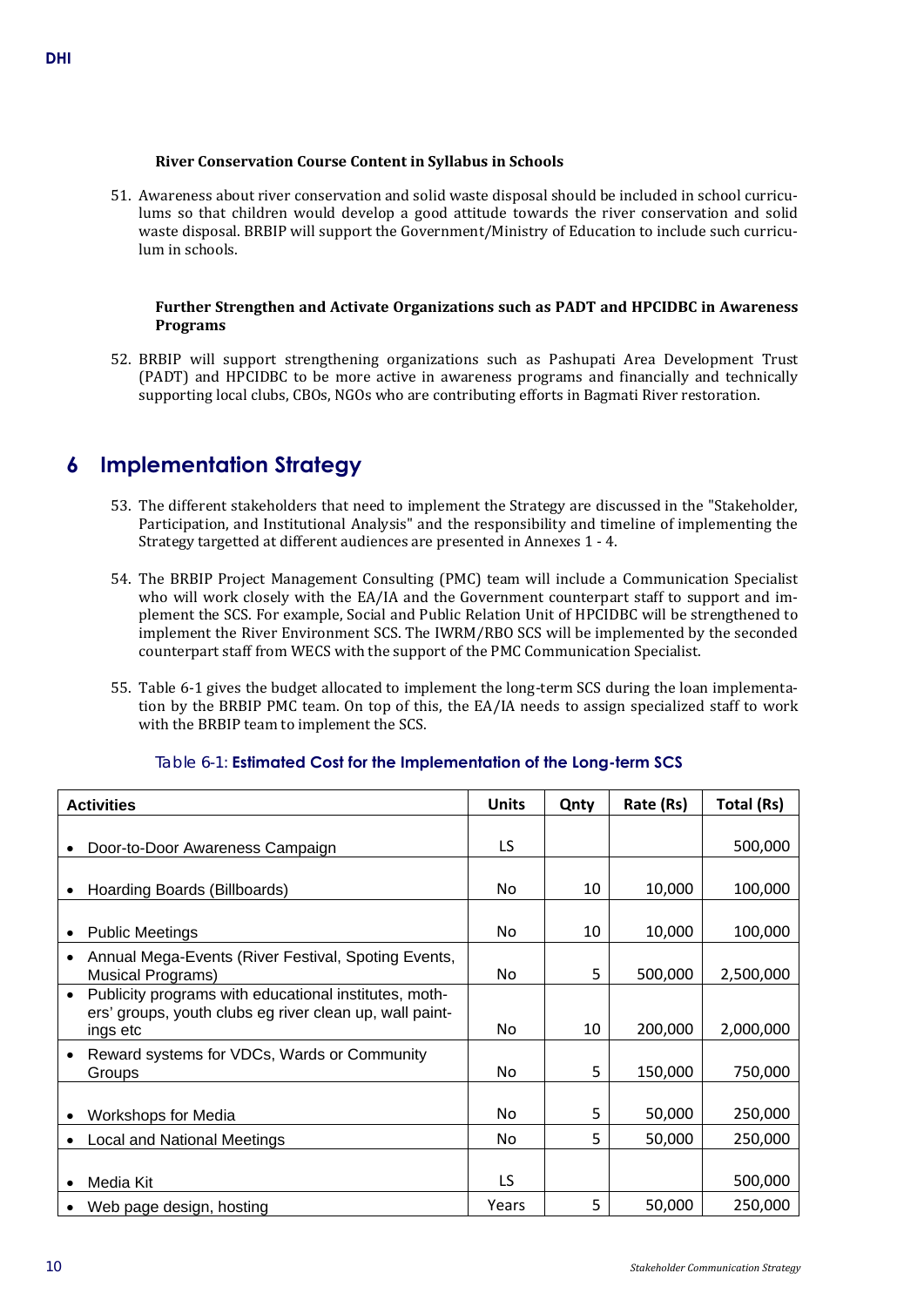**River Conservation Course Content in Syllabus in Schools**

51. Awareness about river conservation and solid waste disposal should be included in school curriculums so that children would develop a good attitude towards the river conservation and solid waste disposal. BRBIP will support the Government/Ministry of Education to include such curriculum in schools.

**Further Strengthen and Activate Organizations such as PADT and HPCIDBC in Awareness Programs**

52. BRBIP will support strengthening organizations such as Pashupati Area Development Trust (PADT) and HPCIDBC to be more active in awareness programs and financially and technically supporting local clubs, CBOs, NGOs who are contributing efforts in Bagmati River restoration.

# 6 Implementation Strategy

53. The different stakeholders that need to implement the Strategy are discussed in the "Stakeholder, Participation, and Institutional Analysis" and the responsibility and timeline of implementing the Strategy targetted at different audiences are presented in Annexes 1 - 4.

54. The BRBIP Project Management Consulting (PMC) team will include a Communication Specialist who will work closely with the EA/IA and the Government counterpart staff to support and implement the SCS. For example, Social and Public Relation Unit of HPCIDBC will be strengthened to implement the River Environment SCS. The IWRM/RBO SCS will be implemented by the seconded counterpart staff from WECS with the support of the PMC Communication Specialist.

55. Table 6-1 gives the budget allocated to implement the long-term SCS during the loan implementation by the BRBIP PMC team. On top of this, the EA/IA needs to assign specialized staff to work with the BRBIP team to implement the SCS.

Table 6-1: **Estimated Cost for the Implementation of the Long-term SCS**

| Activities | Units | Qnty | Rate (Rs) | Total (Rs) |
|---|---|---|---|---|
| • Door-to-Door Awareness Campaign | LS | | | 500,000 |
| • Hoarding Boards (Billboards) | No | 10 | 10,000 | 100,000 |
| • Public Meetings | No | 10 | 10,000 | 100,000 |
| • Annual Mega-Events (River Festival, Spoting Events, Musical Programs) | No | 5 | 500,000 | 2,500,000 |
| • Publicity programs with educational institutes, mothers' groups, youth clubs eg river clean up, wall paintings etc | No | 10 | 200,000 | 2,000,000 |
| • Reward systems for VDCs, Wards or Community Groups | No | 5 | 150,000 | 750,000 |
| • Workshops for Media | No | 5 | 50,000 | 250,000 |
| • Local and National Meetings | No | 5 | 50,000 | 250,000 |
| • Media Kit | LS | | | 500,000 |
| • Web page design, hosting | Years | 5 | 50,000 | 250,000 |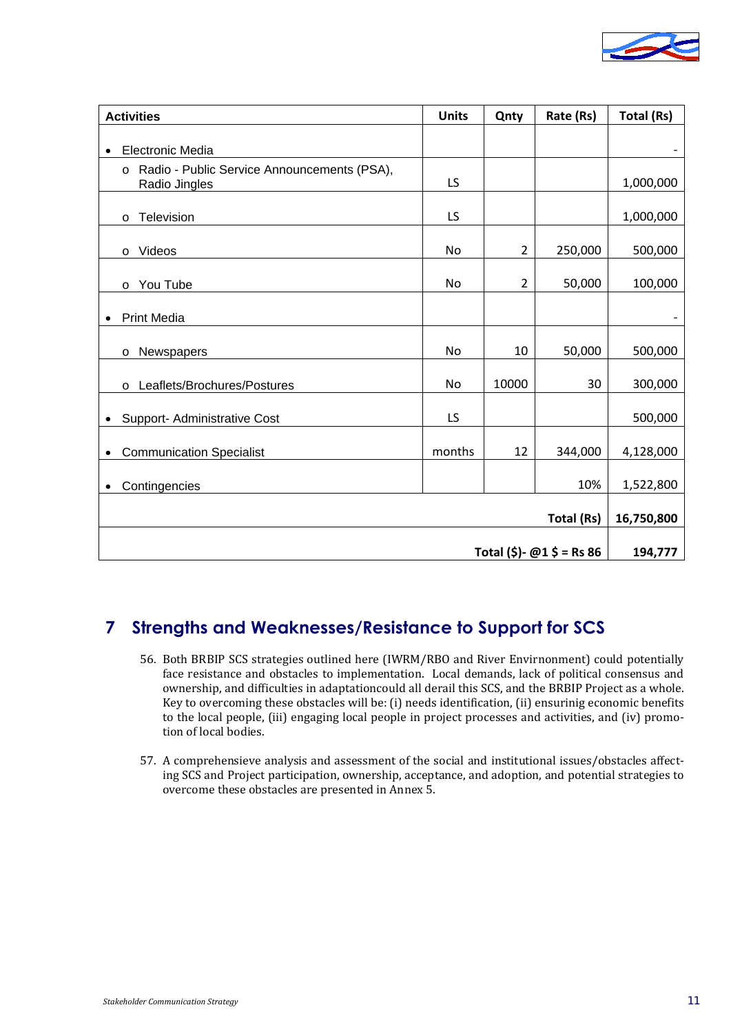| Activities | Units | Qnty | Rate (Rs) | Total (Rs) |
|---|---|---|---|---|
| • Electronic Media | | | | - |
| o Radio - Public Service Announcements (PSA), Radio Jingles | LS | | | 1,000,000 |
| o Television | LS | | | 1,000,000 |
| o Videos | No | 2 | 250,000 | 500,000 |
| o You Tube | No | 2 | 50,000 | 100,000 |
| • Print Media | | | | - |
| o Newspapers | No | 10 | 50,000 | 500,000 |
| o Leaflets/Brochures/Postures | No | 10000 | 30 | 300,000 |
| • Support- Administrative Cost | LS | | | 500,000 |
| • Communication Specialist | months | 12 | 344,000 | 4,128,000 |
| • Contingencies | | | 10% | 1,522,800 |
| | | | **Total (Rs)** | **16,750,800** |
| | | | **Total ($)- @1 $ = Rs 86** | **194,777** |

## 7 Strengths and Weaknesses/Resistance to Support for SCS

56. Both BRBIP SCS strategies outlined here (IWRM/RBO and River Envirnonment) could potentially face resistance and obstacles to implementation. Local demands, lack of political consensus and ownership, and difficulties in adaptationcould all derail this SCS, and the BRBIP Project as a whole. Key to overcoming these obstacles will be: (i) needs identification, (ii) ensurinig economic benefits to the local people, (iii) engaging local people in project processes and activities, and (iv) promotion of local bodies.

57. A comprehensieve analysis and assessment of the social and institutional issues/obstacles affecting SCS and Project participation, ownership, acceptance, and adoption, and potential strategies to overcome these obstacles are presented in Annex 5.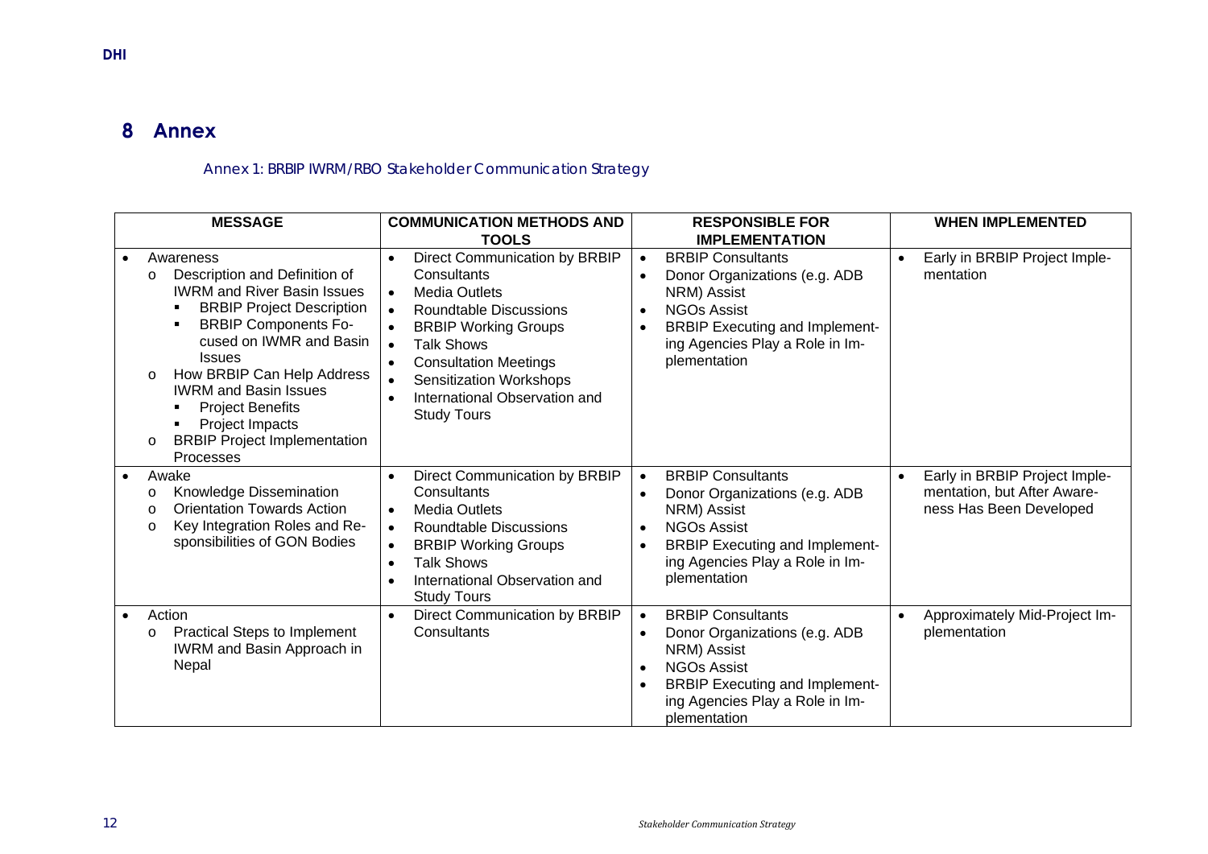# 8 Annex

Annex 1: BRBIP IWRM/RBO Stakeholder Communication Strategy

| MESSAGE | COMMUNICATION METHODS AND TOOLS | RESPONSIBLE FOR IMPLEMENTATION | WHEN IMPLEMENTED |
|---|---|---|---|
| • Awareness<br>o Description and Definition of IWRM and River Basin Issues<br>▪ BRBIP Project Description<br>▪ BRBIP Components Focused on IWMR and Basin Issues<br>o How BRBIP Can Help Address IWRM and Basin Issues<br>▪ Project Benefits<br>▪ Project Impacts<br>o BRBIP Project Implementation Processes | • Direct Communication by BRBIP Consultants<br>• Media Outlets<br>• Roundtable Discussions<br>• BRBIP Working Groups<br>• Talk Shows<br>• Consultation Meetings<br>• Sensitization Workshops<br>• International Observation and Study Tours | • BRBIP Consultants<br>• Donor Organizations (e.g. ADB NRM) Assist<br>• NGOs Assist<br>• BRBIP Executing and Implementing Agencies Play a Role in Implementation | • Early in BRBIP Project Implementation |
| • Awake<br>o Knowledge Dissemination<br>o Orientation Towards Action<br>o Key Integration Roles and Responsibilities of GON Bodies | • Direct Communication by BRBIP Consultants<br>• Media Outlets<br>• Roundtable Discussions<br>• BRBIP Working Groups<br>• Talk Shows<br>• International Observation and Study Tours | • BRBIP Consultants<br>• Donor Organizations (e.g. ADB NRM) Assist<br>• NGOs Assist<br>• BRBIP Executing and Implementing Agencies Play a Role in Implementation | • Early in BRBIP Project Implementation, but After Awareness Has Been Developed |
| • Action<br>o Practical Steps to Implement IWRM and Basin Approach in Nepal | • Direct Communication by BRBIP Consultants | • BRBIP Consultants<br>• Donor Organizations (e.g. ADB NRM) Assist<br>• NGOs Assist<br>• BRBIP Executing and Implementing Agencies Play a Role in Implementation | • Approximately Mid-Project Implementation |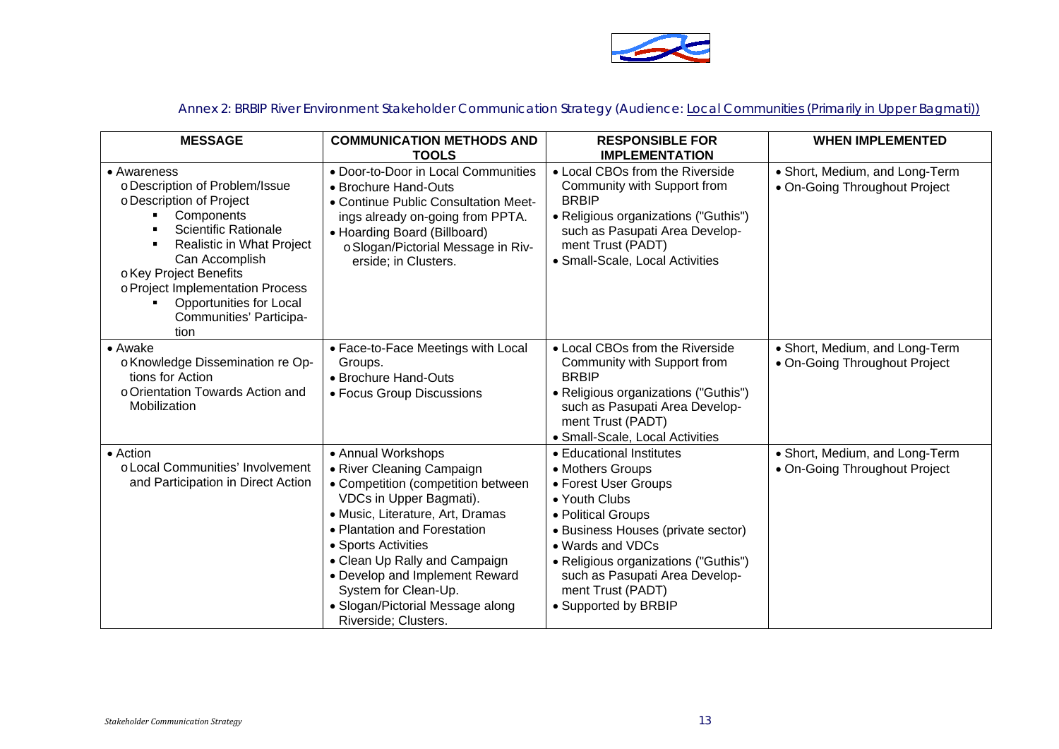Annex 2: BRBIP River Environment Stakeholder Communication Strategy (Audience: Local Communities (Primarily in Upper Bagmati))

| MESSAGE | COMMUNICATION METHODS AND TOOLS | RESPONSIBLE FOR IMPLEMENTATION | WHEN IMPLEMENTED |
|---|---|---|---|
| • Awareness<br>o Description of Problem/Issue<br>o Description of Project<br>▪ Components<br>▪ Scientific Rationale<br>▪ Realistic in What Project Can Accomplish<br>o Key Project Benefits<br>o Project Implementation Process<br>▪ Opportunities for Local Communities' Participation | • Door-to-Door in Local Communities<br>• Brochure Hand-Outs<br>• Continue Public Consultation Meetings already on-going from PPTA.<br>• Hoarding Board (Billboard)<br>o Slogan/Pictorial Message in Riverside; in Clusters. | • Local CBOs from the Riverside Community with Support from BRBIP<br>• Religious organizations ("Guthis") such as Pasupati Area Development Trust (PADT)<br>• Small-Scale, Local Activities | • Short, Medium, and Long-Term<br>• On-Going Throughout Project |
| • Awake<br>o Knowledge Dissemination re Options for Action<br>o Orientation Towards Action and Mobilization | • Face-to-Face Meetings with Local Groups.<br>• Brochure Hand-Outs<br>• Focus Group Discussions | • Local CBOs from the Riverside Community with Support from BRBIP<br>• Religious organizations ("Guthis") such as Pasupati Area Development Trust (PADT)<br>• Small-Scale, Local Activities | • Short, Medium, and Long-Term<br>• On-Going Throughout Project |
| • Action<br>o Local Communities' Involvement and Participation in Direct Action | • Annual Workshops<br>• River Cleaning Campaign<br>• Competition (competition between VDCs in Upper Bagmati).<br>• Music, Literature, Art, Dramas<br>• Plantation and Forestation<br>• Sports Activities<br>• Clean Up Rally and Campaign<br>• Develop and Implement Reward System for Clean-Up.<br>• Slogan/Pictorial Message along Riverside; Clusters. | • Educational Institutes<br>• Mothers Groups<br>• Forest User Groups<br>• Youth Clubs<br>• Political Groups<br>• Business Houses (private sector)<br>• Wards and VDCs<br>• Religious organizations ("Guthis") such as Pasupati Area Development Trust (PADT)<br>• Supported by BRBIP | • Short, Medium, and Long-Term<br>• On-Going Throughout Project |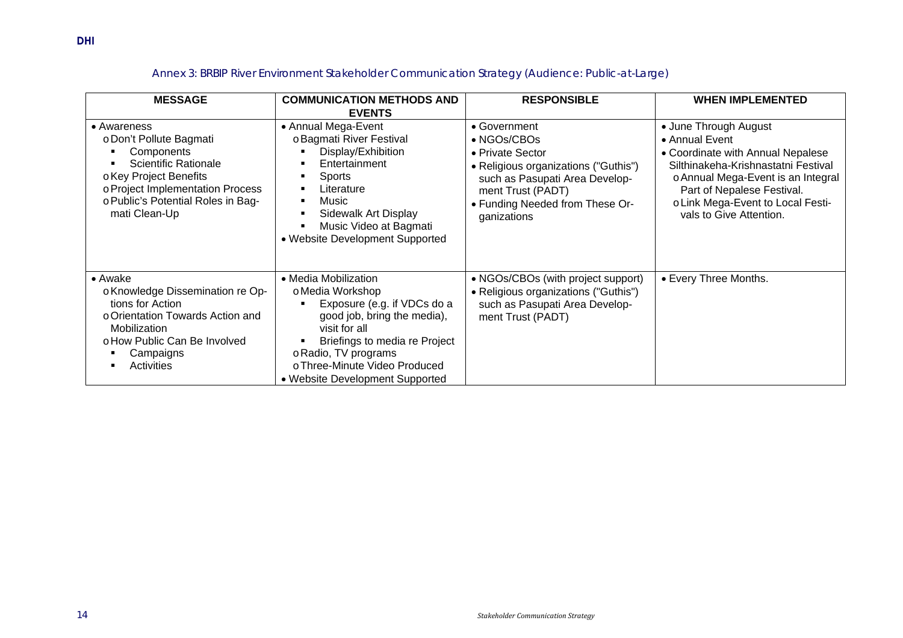### Annex 3: BRBIP River Environment Stakeholder Communication Strategy (Audience: Public-at-Large)

| MESSAGE | COMMUNICATION METHODS AND EVENTS | RESPONSIBLE | WHEN IMPLEMENTED |
|---|---|---|---|
| • Awareness<br>o Don't Pollute Bagmati<br>▪ Components<br>▪ Scientific Rationale<br>o Key Project Benefits<br>o Project Implementation Process<br>o Public's Potential Roles in Bagmati Clean-Up | • Annual Mega-Event<br>o Bagmati River Festival<br>▪ Display/Exhibition<br>▪ Entertainment<br>▪ Sports<br>▪ Literature<br>▪ Music<br>▪ Sidewalk Art Display<br>▪ Music Video at Bagmati<br>• Website Development Supported | • Government<br>• NGOs/CBOs<br>• Private Sector<br>• Religious organizations ("Guthis") such as Pasupati Area Development Trust (PADT)<br>• Funding Needed from These Organizations | • June Through August<br>• Annual Event<br>• Coordinate with Annual Nepalese Silthinakeha-Krishnastatni Festival<br>o Annual Mega-Event is an Integral Part of Nepalese Festival.<br>o Link Mega-Event to Local Festivals to Give Attention. |
| • Awake<br>o Knowledge Dissemination re Options for Action<br>o Orientation Towards Action and Mobilization<br>o How Public Can Be Involved<br>▪ Campaigns<br>▪ Activities | • Media Mobilization<br>o Media Workshop<br>▪ Exposure (e.g. if VDCs do a good job, bring the media), visit for all<br>▪ Briefings to media re Project<br>o Radio, TV programs<br>o Three-Minute Video Produced<br>• Website Development Supported | • NGOs/CBOs (with project support)<br>• Religious organizations ("Guthis") such as Pasupati Area Development Trust (PADT) | • Every Three Months. |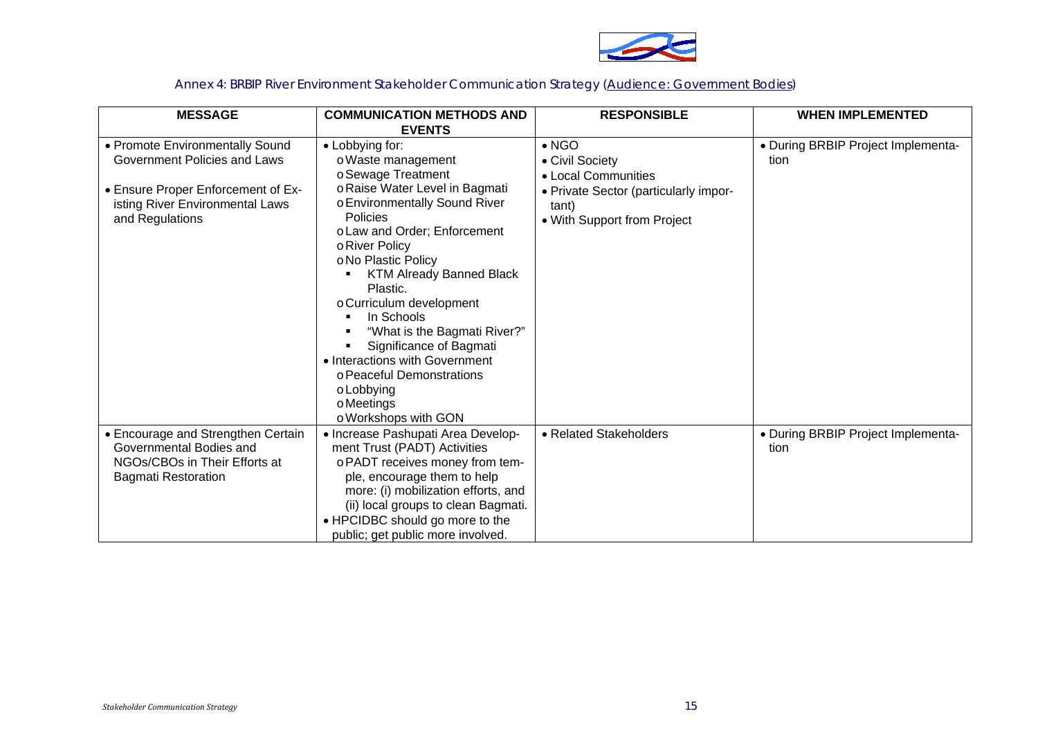## Annex 4: BRBIP River Environment Stakeholder Communication Strategy (Audience: Government Bodies)

| MESSAGE | COMMUNICATION METHODS AND EVENTS | RESPONSIBLE | WHEN IMPLEMENTED |
|---|---|---|---|
| • Promote Environmentally Sound Government Policies and Laws<br>• Ensure Proper Enforcement of Existing River Environmental Laws and Regulations | • Lobbying for:<br>o Waste management<br>o Sewage Treatment<br>o Raise Water Level in Bagmati<br>o Environmentally Sound River Policies<br>o Law and Order; Enforcement<br>o River Policy<br>o No Plastic Policy<br>▪ KTM Already Banned Black Plastic.<br>o Curriculum development<br>▪ In Schools<br>▪ "What is the Bagmati River?"<br>▪ Significance of Bagmati<br>• Interactions with Government<br>o Peaceful Demonstrations<br>o Lobbying<br>o Meetings<br>o Workshops with GON | • NGO<br>• Civil Society<br>• Local Communities<br>• Private Sector (particularly important)<br>• With Support from Project | • During BRBIP Project Implementation |
| • Encourage and Strengthen Certain Governmental Bodies and NGOs/CBOs in Their Efforts at Bagmati Restoration | • Increase Pashupati Area Development Trust (PADT) Activities<br>o PADT receives money from temple, encourage them to help more: (i) mobilization efforts, and (ii) local groups to clean Bagmati.<br>• HPCIDBC should go more to the public; get public more involved. | • Related Stakeholders | • During BRBIP Project Implementation |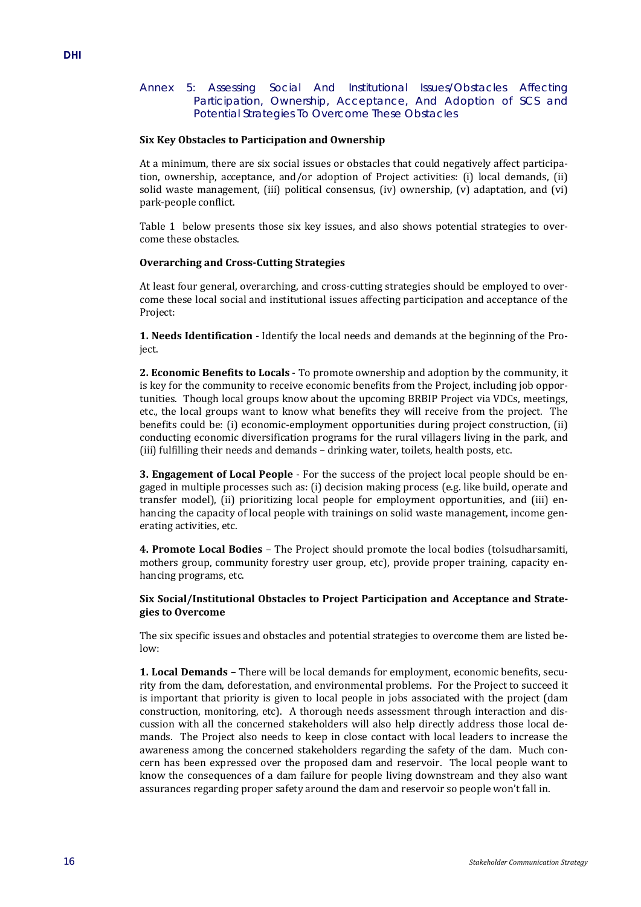## Annex 5: Assessing Social And Institutional Issues/Obstacles Affecting Participation, Ownership, Acceptance, And Adoption of SCS and Potential Strategies To Overcome These Obstacles

**Six Key Obstacles to Participation and Ownership**

At a minimum, there are six social issues or obstacles that could negatively affect participation, ownership, acceptance, and/or adoption of Project activities: (i) local demands, (ii) solid waste management, (iii) political consensus, (iv) ownership, (v) adaptation, and (vi) park-people conflict.

Table 1 below presents those six key issues, and also shows potential strategies to overcome these obstacles.

**Overarching and Cross-Cutting Strategies**

At least four general, overarching, and cross-cutting strategies should be employed to overcome these local social and institutional issues affecting participation and acceptance of the Project:

**1. Needs Identification** - Identify the local needs and demands at the beginning of the Project.

**2. Economic Benefits to Locals** - To promote ownership and adoption by the community, it is key for the community to receive economic benefits from the Project, including job opportunities. Though local groups know about the upcoming BRBIP Project via VDCs, meetings, etc., the local groups want to know what benefits they will receive from the project. The benefits could be: (i) economic-employment opportunities during project construction, (ii) conducting economic diversification programs for the rural villagers living in the park, and (iii) fulfilling their needs and demands – drinking water, toilets, health posts, etc.

**3. Engagement of Local People** - For the success of the project local people should be engaged in multiple processes such as: (i) decision making process (e.g. like build, operate and transfer model), (ii) prioritizing local people for employment opportunities, and (iii) enhancing the capacity of local people with trainings on solid waste management, income generating activities, etc.

**4. Promote Local Bodies** – The Project should promote the local bodies (tolsudharsamiti, mothers group, community forestry user group, etc), provide proper training, capacity enhancing programs, etc.

**Six Social/Institutional Obstacles to Project Participation and Acceptance and Strategies to Overcome**

The six specific issues and obstacles and potential strategies to overcome them are listed below:

**1. Local Demands –** There will be local demands for employment, economic benefits, security from the dam, deforestation, and environmental problems. For the Project to succeed it is important that priority is given to local people in jobs associated with the project (dam construction, monitoring, etc). A thorough needs assessment through interaction and discussion with all the concerned stakeholders will also help directly address those local demands. The Project also needs to keep in close contact with local leaders to increase the awareness among the concerned stakeholders regarding the safety of the dam. Much concern has been expressed over the proposed dam and reservoir. The local people want to know the consequences of a dam failure for people living downstream and they also want assurances regarding proper safety around the dam and reservoir so people won't fall in.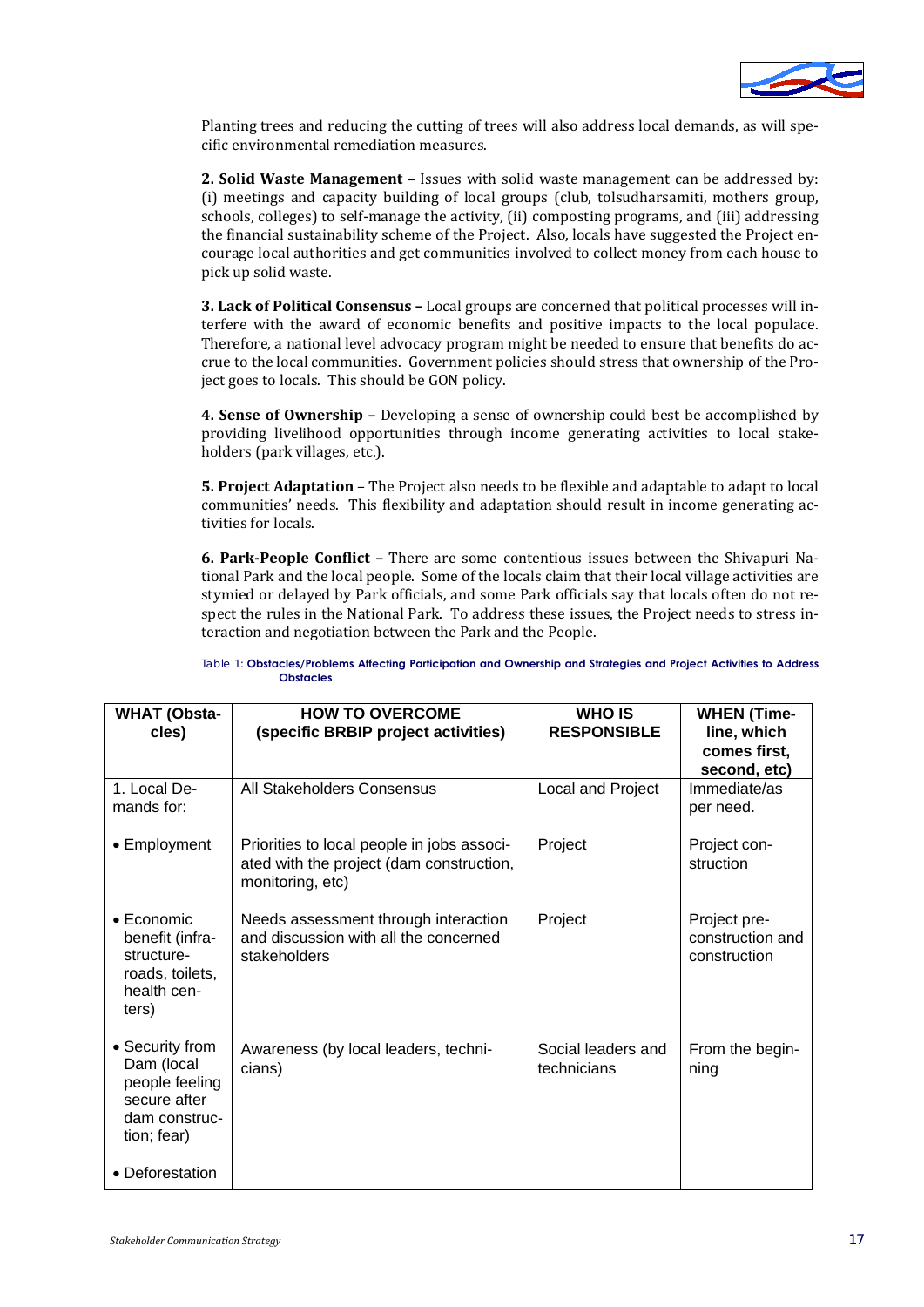Planting trees and reducing the cutting of trees will also address local demands, as will specific environmental remediation measures.

**2. Solid Waste Management –** Issues with solid waste management can be addressed by: (i) meetings and capacity building of local groups (club, tolsudharsamiti, mothers group, schools, colleges) to self-manage the activity, (ii) composting programs, and (iii) addressing the financial sustainability scheme of the Project. Also, locals have suggested the Project encourage local authorities and get communities involved to collect money from each house to pick up solid waste.

**3. Lack of Political Consensus –** Local groups are concerned that political processes will interfere with the award of economic benefits and positive impacts to the local populace. Therefore, a national level advocacy program might be needed to ensure that benefits do accrue to the local communities. Government policies should stress that ownership of the Project goes to locals. This should be GON policy.

**4. Sense of Ownership –** Developing a sense of ownership could best be accomplished by providing livelihood opportunities through income generating activities to local stakeholders (park villages, etc.).

**5. Project Adaptation** – The Project also needs to be flexible and adaptable to adapt to local communities' needs. This flexibility and adaptation should result in income generating activities for locals.

**6. Park-People Conflict –** There are some contentious issues between the Shivapuri National Park and the local people. Some of the locals claim that their local village activities are stymied or delayed by Park officials, and some Park officials say that locals often do not respect the rules in the National Park. To address these issues, the Project needs to stress interaction and negotiation between the Park and the People.

Table 1: **Obstacles/Problems Affecting Participation and Ownership and Strategies and Project Activities to Address Obstacles**

| WHAT (Obstacles) | HOW TO OVERCOME (specific BRBIP project activities) | WHO IS RESPONSIBLE | WHEN (Timeline, which comes first, second, etc) |
|---|---|---|---|
| 1. Local Demands for: | All Stakeholders Consensus | Local and Project | Immediate/as per need. |
| • Employment | Priorities to local people in jobs associated with the project (dam construction, monitoring, etc) | Project | Project construction |
| • Economic benefit (infrastructure-roads, toilets, health centers) | Needs assessment through interaction and discussion with all the concerned stakeholders | Project | Project pre-construction and construction |
| • Security from Dam (local people feeling secure after dam construction; fear) | Awareness (by local leaders, technicians) | Social leaders and technicians | From the beginning |
| • Deforestation | | | |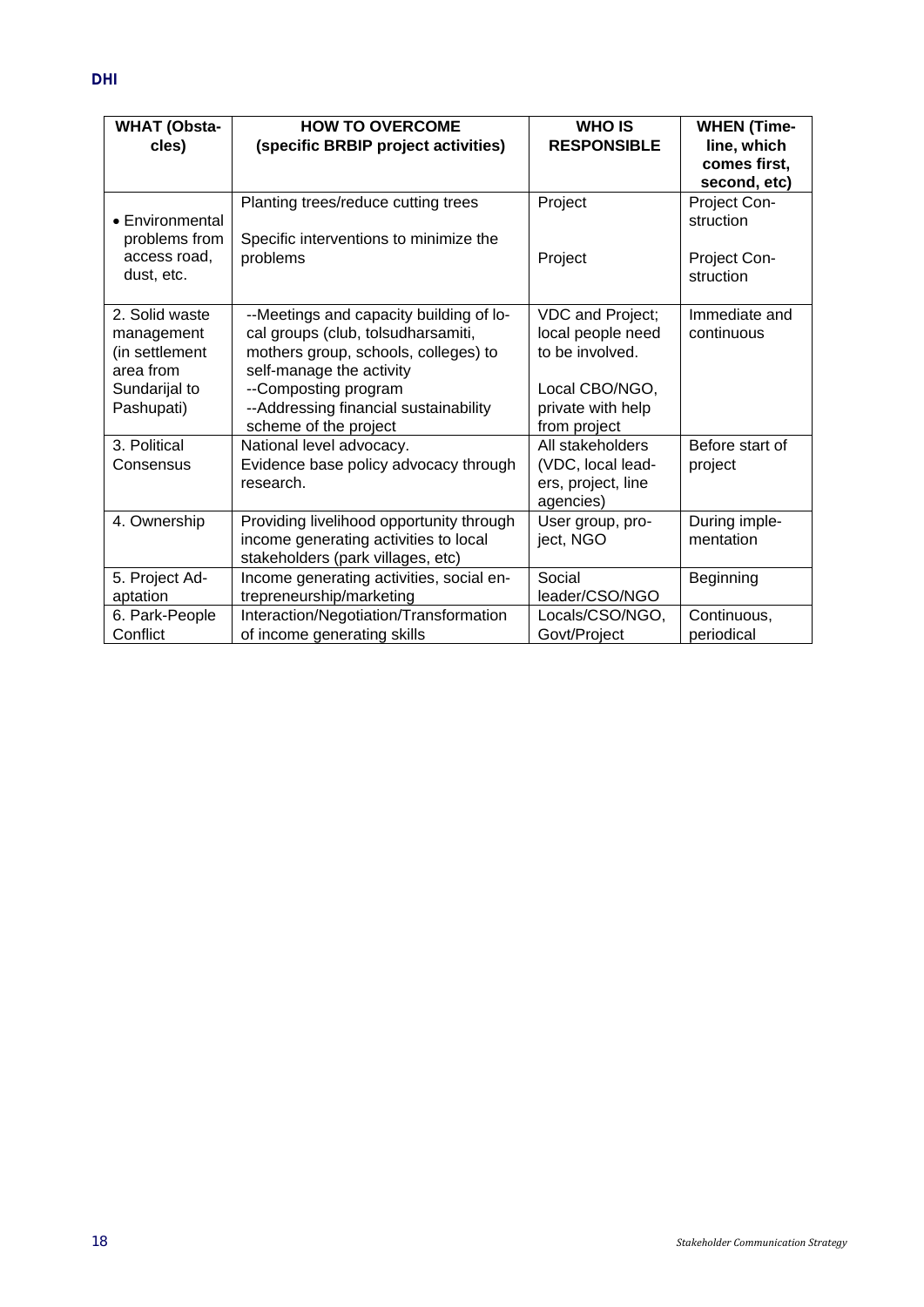| WHAT (Obstacles) | HOW TO OVERCOME (specific BRBIP project activities) | WHO IS RESPONSIBLE | WHEN (Timeline, which comes first, second, etc) |
|---|---|---|---|
| • Environmental problems from access road, dust, etc. | Planting trees/reduce cutting trees<br><br>Specific interventions to minimize the problems | Project<br><br>Project | Project Construction<br><br>Project Construction |
| 2. Solid waste management (in settlement area from Sundarijal to Pashupati) | --Meetings and capacity building of local groups (club, tolsudharsamiti, mothers group, schools, colleges) to self-manage the activity<br>--Composting program<br>--Addressing financial sustainability scheme of the project | VDC and Project; local people need to be involved.<br><br>Local CBO/NGO, private with help from project | Immediate and continuous |
| 3. Political Consensus | National level advocacy.<br>Evidence base policy advocacy through research. | All stakeholders (VDC, local leaders, project, line agencies) | Before start of project |
| 4. Ownership | Providing livelihood opportunity through income generating activities to local stakeholders (park villages, etc) | User group, project, NGO | During implementation |
| 5. Project Adaptation | Income generating activities, social entrepreneurship/marketing | Social leader/CSO/NGO | Beginning |
| 6. Park-People Conflict | Interaction/Negotiation/Transformation of income generating skills | Locals/CSO/NGO, Govt/Project | Continuous, periodical |